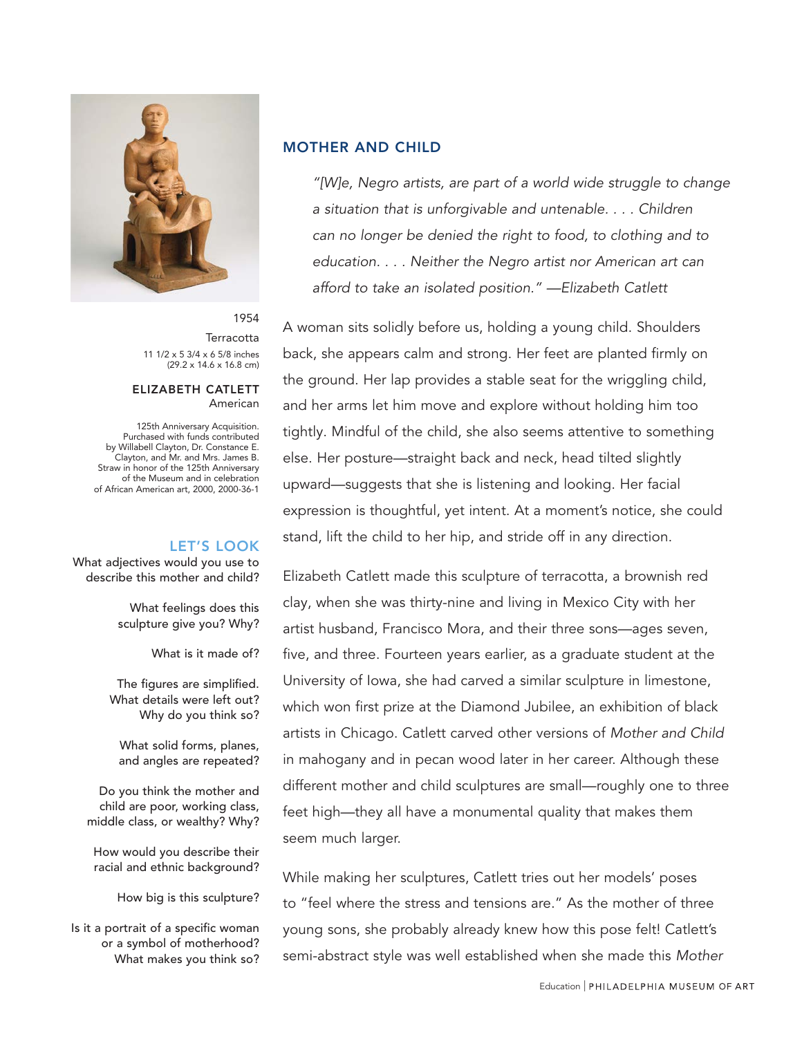1954

Terracotta

11 1/2 x 5 3/4 x 6 5/8 inches
(29.2 x 14.6 x 16.8 cm)

**ELIZABETH CATLETT**
American

125th Anniversary Acquisition. Purchased with funds contributed by Willabell Clayton, Dr. Constance E. Clayton, and Mr. and Mrs. James B. Straw in honor of the 125th Anniversary of the Museum and in celebration of African American art, 2000, 2000-36-1

### LET'S LOOK

What adjectives would you use to describe this mother and child?

What feelings does this sculpture give you? Why?

What is it made of?

The figures are simplified. What details were left out? Why do you think so?

What solid forms, planes, and angles are repeated?

Do you think the mother and child are poor, working class, middle class, or wealthy? Why?

How would you describe their racial and ethnic background?

How big is this sculpture?

Is it a portrait of a specific woman or a symbol of motherhood? What makes you think so?

## MOTHER AND CHILD

> *"[W]e, Negro artists, are part of a world wide struggle to change a situation that is unforgivable and untenable. . . . Children can no longer be denied the right to food, to clothing and to education. . . . Neither the Negro artist nor American art can afford to take an isolated position." —Elizabeth Catlett*

A woman sits solidly before us, holding a young child. Shoulders back, she appears calm and strong. Her feet are planted firmly on the ground. Her lap provides a stable seat for the wriggling child, and her arms let him move and explore without holding him too tightly. Mindful of the child, she also seems attentive to something else. Her posture—straight back and neck, head tilted slightly upward—suggests that she is listening and looking. Her facial expression is thoughtful, yet intent. At a moment's notice, she could stand, lift the child to her hip, and stride off in any direction.

Elizabeth Catlett made this sculpture of terracotta, a brownish red clay, when she was thirty-nine and living in Mexico City with her artist husband, Francisco Mora, and their three sons—ages seven, five, and three. Fourteen years earlier, as a graduate student at the University of Iowa, she had carved a similar sculpture in limestone, which won first prize at the Diamond Jubilee, an exhibition of black artists in Chicago. Catlett carved other versions of *Mother and Child* in mahogany and in pecan wood later in her career. Although these different mother and child sculptures are small—roughly one to three feet high—they all have a monumental quality that makes them seem much larger.

While making her sculptures, Catlett tries out her models' poses to "feel where the stress and tensions are." As the mother of three young sons, she probably already knew how this pose felt! Catlett's semi-abstract style was well established when she made this *Mother*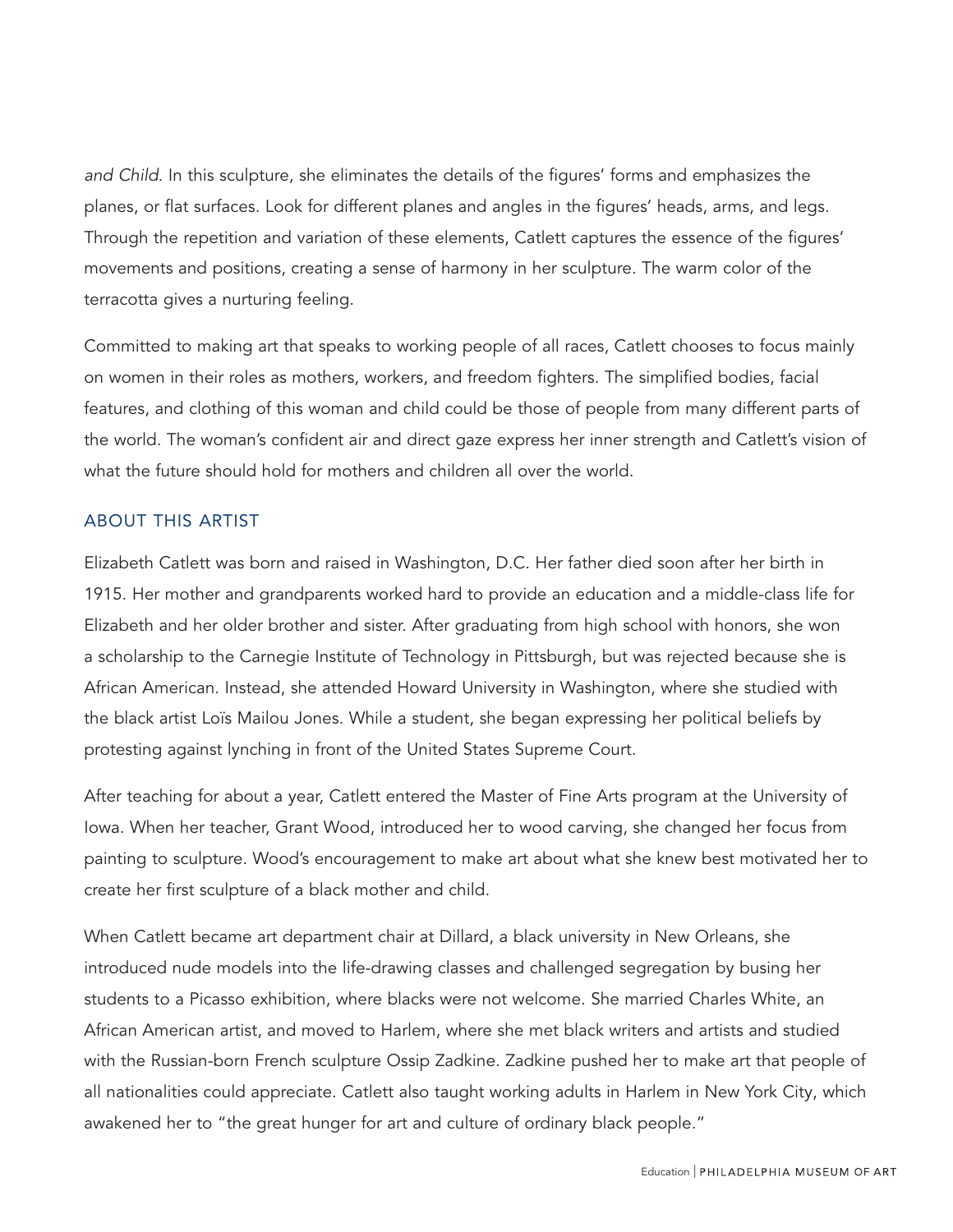*and Child*. In this sculpture, she eliminates the details of the figures' forms and emphasizes the planes, or flat surfaces. Look for different planes and angles in the figures' heads, arms, and legs. Through the repetition and variation of these elements, Catlett captures the essence of the figures' movements and positions, creating a sense of harmony in her sculpture. The warm color of the terracotta gives a nurturing feeling.

Committed to making art that speaks to working people of all races, Catlett chooses to focus mainly on women in their roles as mothers, workers, and freedom fighters. The simplified bodies, facial features, and clothing of this woman and child could be those of people from many different parts of the world. The woman's confident air and direct gaze express her inner strength and Catlett's vision of what the future should hold for mothers and children all over the world.

## ABOUT THIS ARTIST

Elizabeth Catlett was born and raised in Washington, D.C. Her father died soon after her birth in 1915. Her mother and grandparents worked hard to provide an education and a middle-class life for Elizabeth and her older brother and sister. After graduating from high school with honors, she won a scholarship to the Carnegie Institute of Technology in Pittsburgh, but was rejected because she is African American. Instead, she attended Howard University in Washington, where she studied with the black artist Loïs Mailou Jones. While a student, she began expressing her political beliefs by protesting against lynching in front of the United States Supreme Court.

After teaching for about a year, Catlett entered the Master of Fine Arts program at the University of Iowa. When her teacher, Grant Wood, introduced her to wood carving, she changed her focus from painting to sculpture. Wood's encouragement to make art about what she knew best motivated her to create her first sculpture of a black mother and child.

When Catlett became art department chair at Dillard, a black university in New Orleans, she introduced nude models into the life-drawing classes and challenged segregation by busing her students to a Picasso exhibition, where blacks were not welcome. She married Charles White, an African American artist, and moved to Harlem, where she met black writers and artists and studied with the Russian-born French sculpture Ossip Zadkine. Zadkine pushed her to make art that people of all nationalities could appreciate. Catlett also taught working adults in Harlem in New York City, which awakened her to "the great hunger for art and culture of ordinary black people."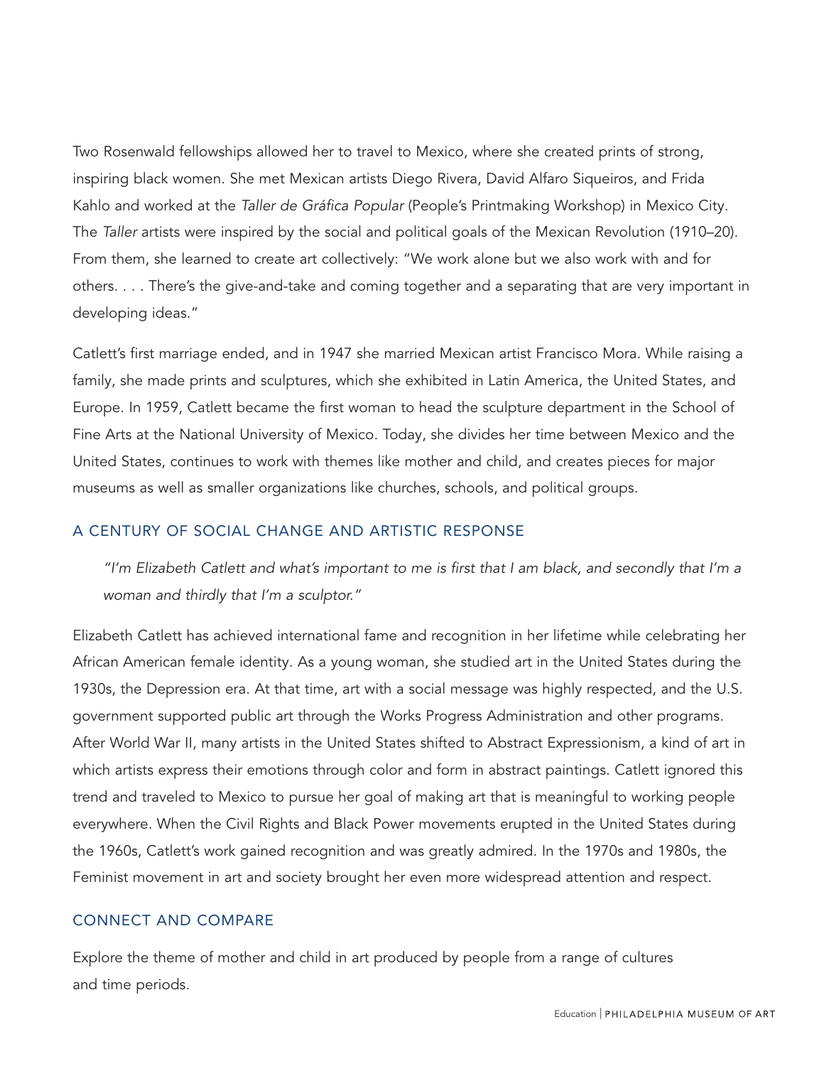Two Rosenwald fellowships allowed her to travel to Mexico, where she created prints of strong, inspiring black women. She met Mexican artists Diego Rivera, David Alfaro Siqueiros, and Frida Kahlo and worked at the *Taller de Gráfica Popular* (People's Printmaking Workshop) in Mexico City. The *Taller* artists were inspired by the social and political goals of the Mexican Revolution (1910–20). From them, she learned to create art collectively: "We work alone but we also work with and for others. . . . There's the give-and-take and coming together and a separating that are very important in developing ideas."

Catlett's first marriage ended, and in 1947 she married Mexican artist Francisco Mora. While raising a family, she made prints and sculptures, which she exhibited in Latin America, the United States, and Europe. In 1959, Catlett became the first woman to head the sculpture department in the School of Fine Arts at the National University of Mexico. Today, she divides her time between Mexico and the United States, continues to work with themes like mother and child, and creates pieces for major museums as well as smaller organizations like churches, schools, and political groups.

## A CENTURY OF SOCIAL CHANGE AND ARTISTIC RESPONSE

> *"I'm Elizabeth Catlett and what's important to me is first that I am black, and secondly that I'm a woman and thirdly that I'm a sculptor."*

Elizabeth Catlett has achieved international fame and recognition in her lifetime while celebrating her African American female identity. As a young woman, she studied art in the United States during the 1930s, the Depression era. At that time, art with a social message was highly respected, and the U.S. government supported public art through the Works Progress Administration and other programs. After World War II, many artists in the United States shifted to Abstract Expressionism, a kind of art in which artists express their emotions through color and form in abstract paintings. Catlett ignored this trend and traveled to Mexico to pursue her goal of making art that is meaningful to working people everywhere. When the Civil Rights and Black Power movements erupted in the United States during the 1960s, Catlett's work gained recognition and was greatly admired. In the 1970s and 1980s, the Feminist movement in art and society brought her even more widespread attention and respect.

## CONNECT AND COMPARE

Explore the theme of mother and child in art produced by people from a range of cultures and time periods.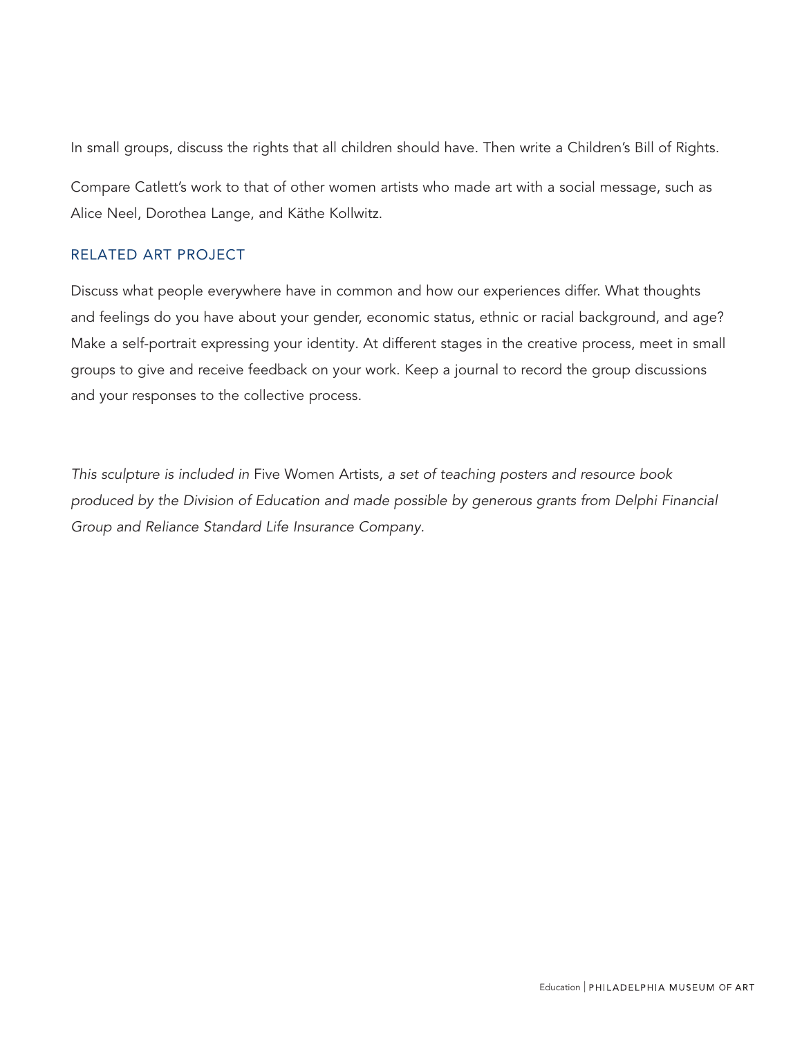In small groups, discuss the rights that all children should have. Then write a Children's Bill of Rights.

Compare Catlett's work to that of other women artists who made art with a social message, such as Alice Neel, Dorothea Lange, and Käthe Kollwitz.

## RELATED ART PROJECT

Discuss what people everywhere have in common and how our experiences differ. What thoughts and feelings do you have about your gender, economic status, ethnic or racial background, and age? Make a self-portrait expressing your identity. At different stages in the creative process, meet in small groups to give and receive feedback on your work. Keep a journal to record the group discussions and your responses to the collective process.

*This sculpture is included in* Five Women Artists*, a set of teaching posters and resource book produced by the Division of Education and made possible by generous grants from Delphi Financial Group and Reliance Standard Life Insurance Company.*